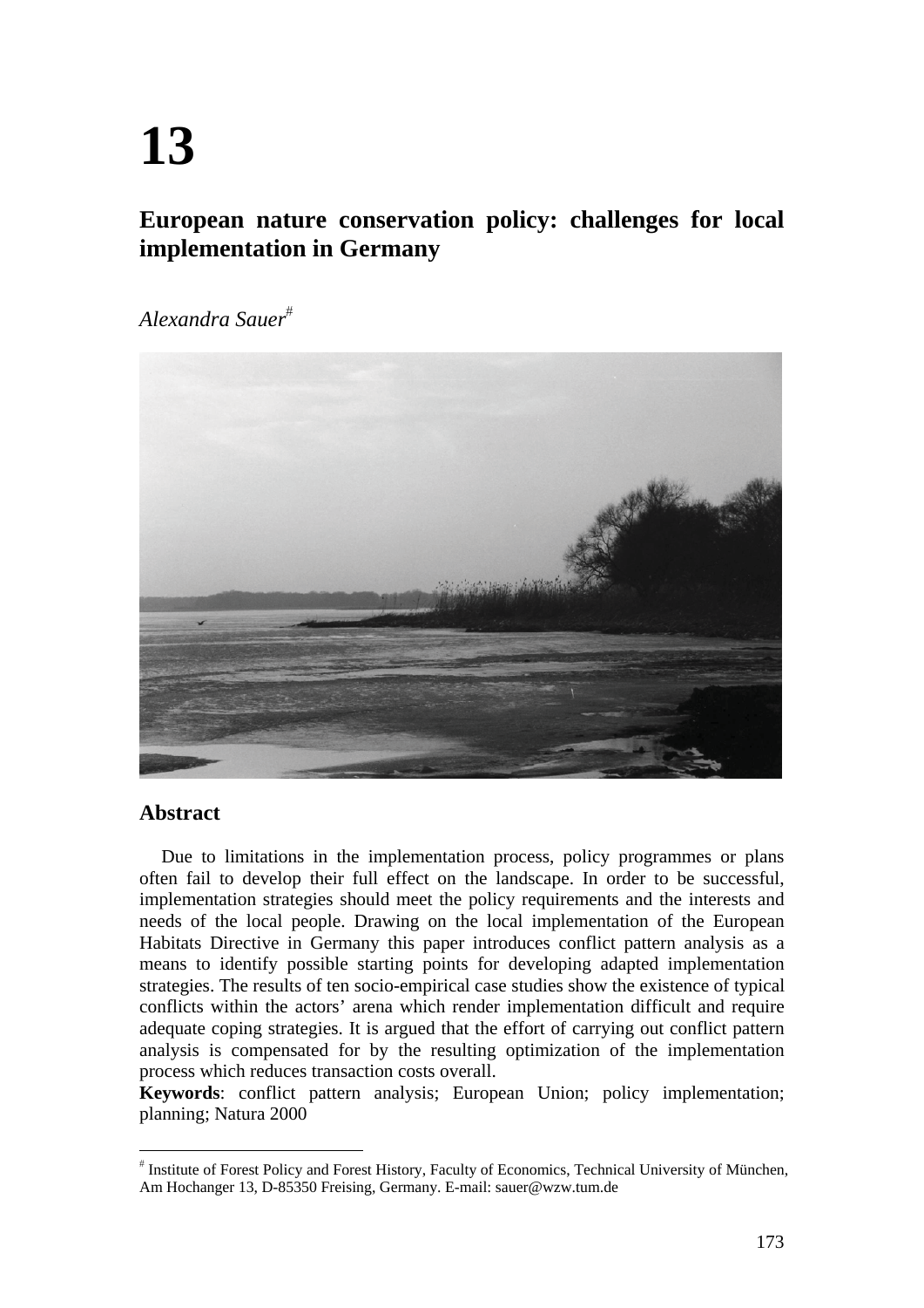# 13

## European nature conservation policy: challenges for local implementation in Germany

*Alexandra Sauer*[#]

### Abstract

Due to limitations in the implementation process, policy programmes or plans often fail to develop their full effect on the landscape. In order to be successful, implementation strategies should meet the policy requirements and the interests and needs of the local people. Drawing on the local implementation of the European Habitats Directive in Germany this paper introduces conflict pattern analysis as a means to identify possible starting points for developing adapted implementation strategies. The results of ten socio-empirical case studies show the existence of typical conflicts within the actors' arena which render implementation difficult and require adequate coping strategies. It is argued that the effort of carrying out conflict pattern analysis is compensated for by the resulting optimization of the implementation process which reduces transaction costs overall.

**Keywords**: conflict pattern analysis; European Union; policy implementation; planning; Natura 2000

[#] Institute of Forest Policy and Forest History, Faculty of Economics, Technical University of München, Am Hochanger 13, D-85350 Freising, Germany. E-mail: sauer@wzw.tum.de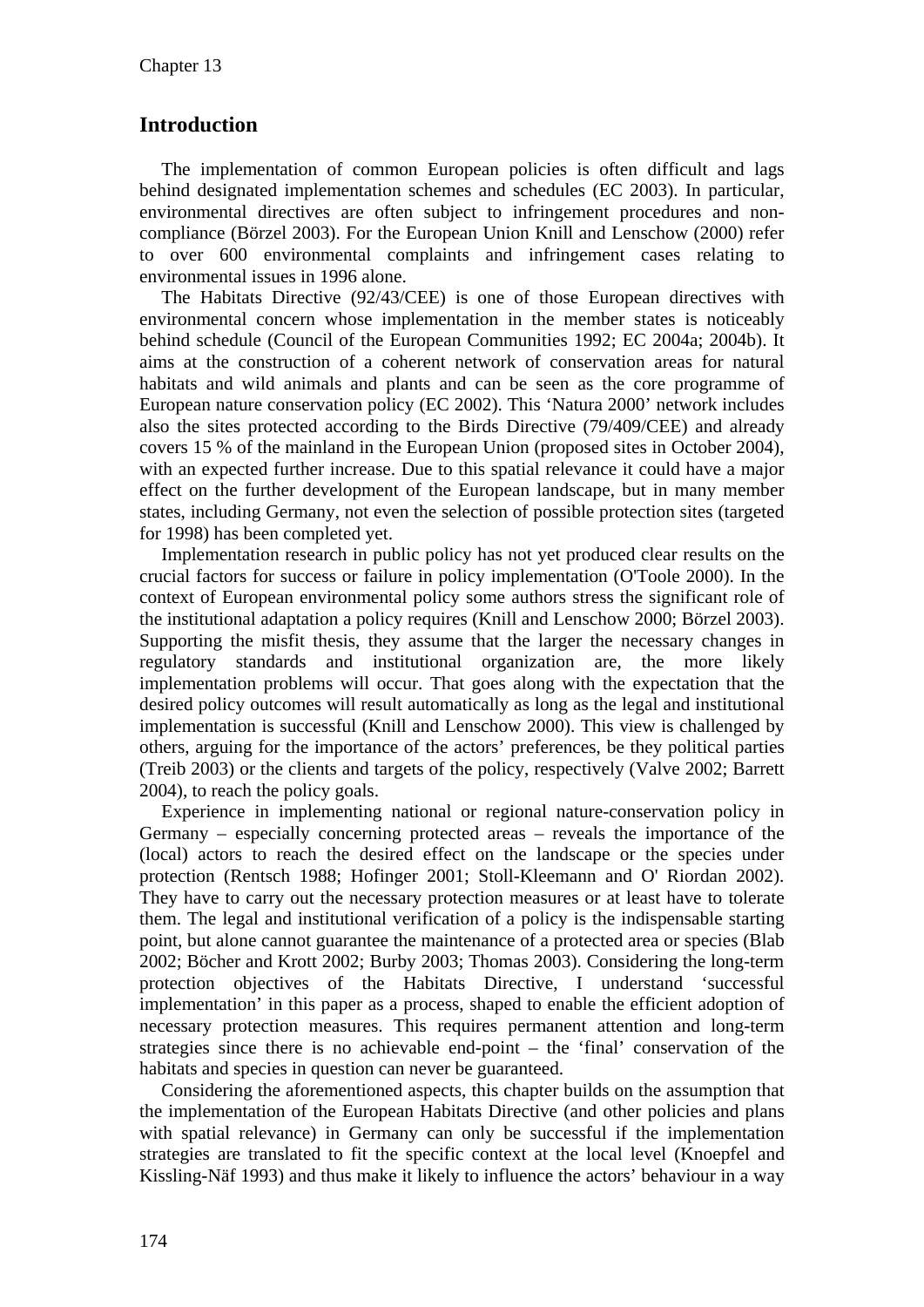## Introduction

The implementation of common European policies is often difficult and lags behind designated implementation schemes and schedules (EC 2003). In particular, environmental directives are often subject to infringement procedures and non-compliance (Börzel 2003). For the European Union Knill and Lenschow (2000) refer to over 600 environmental complaints and infringement cases relating to environmental issues in 1996 alone.

The Habitats Directive (92/43/CEE) is one of those European directives with environmental concern whose implementation in the member states is noticeably behind schedule (Council of the European Communities 1992; EC 2004a; 2004b). It aims at the construction of a coherent network of conservation areas for natural habitats and wild animals and plants and can be seen as the core programme of European nature conservation policy (EC 2002). This 'Natura 2000' network includes also the sites protected according to the Birds Directive (79/409/CEE) and already covers 15 % of the mainland in the European Union (proposed sites in October 2004), with an expected further increase. Due to this spatial relevance it could have a major effect on the further development of the European landscape, but in many member states, including Germany, not even the selection of possible protection sites (targeted for 1998) has been completed yet.

Implementation research in public policy has not yet produced clear results on the crucial factors for success or failure in policy implementation (O'Toole 2000). In the context of European environmental policy some authors stress the significant role of the institutional adaptation a policy requires (Knill and Lenschow 2000; Börzel 2003). Supporting the misfit thesis, they assume that the larger the necessary changes in regulatory standards and institutional organization are, the more likely implementation problems will occur. That goes along with the expectation that the desired policy outcomes will result automatically as long as the legal and institutional implementation is successful (Knill and Lenschow 2000). This view is challenged by others, arguing for the importance of the actors' preferences, be they political parties (Treib 2003) or the clients and targets of the policy, respectively (Valve 2002; Barrett 2004), to reach the policy goals.

Experience in implementing national or regional nature-conservation policy in Germany – especially concerning protected areas – reveals the importance of the (local) actors to reach the desired effect on the landscape or the species under protection (Rentsch 1988; Hofinger 2001; Stoll-Kleemann and O' Riordan 2002). They have to carry out the necessary protection measures or at least have to tolerate them. The legal and institutional verification of a policy is the indispensable starting point, but alone cannot guarantee the maintenance of a protected area or species (Blab 2002; Böcher and Krott 2002; Burby 2003; Thomas 2003). Considering the long-term protection objectives of the Habitats Directive, I understand 'successful implementation' in this paper as a process, shaped to enable the efficient adoption of necessary protection measures. This requires permanent attention and long-term strategies since there is no achievable end-point – the 'final' conservation of the habitats and species in question can never be guaranteed.

Considering the aforementioned aspects, this chapter builds on the assumption that the implementation of the European Habitats Directive (and other policies and plans with spatial relevance) in Germany can only be successful if the implementation strategies are translated to fit the specific context at the local level (Knoepfel and Kissling-Näf 1993) and thus make it likely to influence the actors' behaviour in a way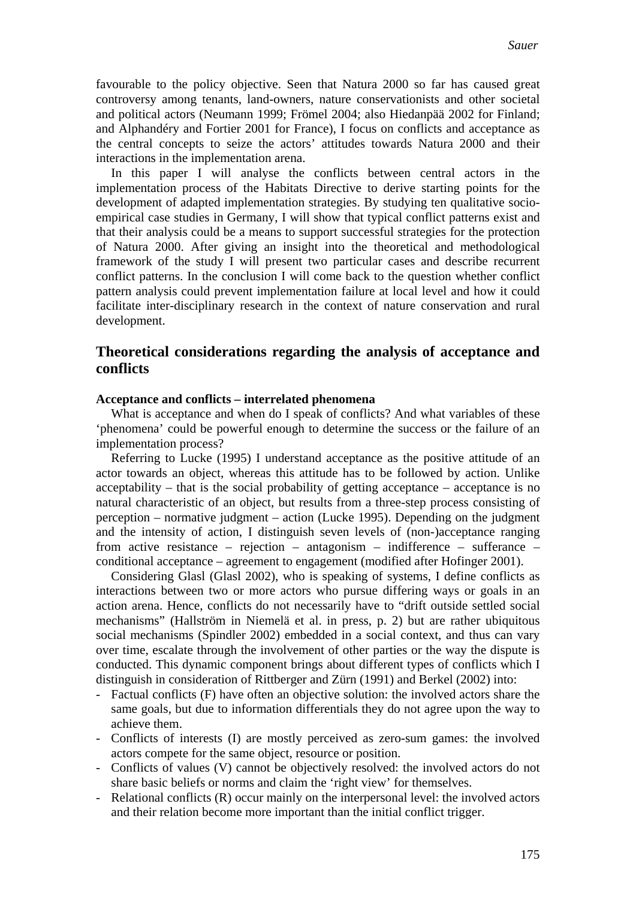favourable to the policy objective. Seen that Natura 2000 so far has caused great controversy among tenants, land-owners, nature conservationists and other societal and political actors (Neumann 1999; Frömel 2004; also Hiedanpää 2002 for Finland; and Alphandéry and Fortier 2001 for France), I focus on conflicts and acceptance as the central concepts to seize the actors' attitudes towards Natura 2000 and their interactions in the implementation arena.

In this paper I will analyse the conflicts between central actors in the implementation process of the Habitats Directive to derive starting points for the development of adapted implementation strategies. By studying ten qualitative socio-empirical case studies in Germany, I will show that typical conflict patterns exist and that their analysis could be a means to support successful strategies for the protection of Natura 2000. After giving an insight into the theoretical and methodological framework of the study I will present two particular cases and describe recurrent conflict patterns. In the conclusion I will come back to the question whether conflict pattern analysis could prevent implementation failure at local level and how it could facilitate inter-disciplinary research in the context of nature conservation and rural development.

## Theoretical considerations regarding the analysis of acceptance and conflicts

### Acceptance and conflicts – interrelated phenomena

What is acceptance and when do I speak of conflicts? And what variables of these 'phenomena' could be powerful enough to determine the success or the failure of an implementation process?

Referring to Lucke (1995) I understand acceptance as the positive attitude of an actor towards an object, whereas this attitude has to be followed by action. Unlike acceptability – that is the social probability of getting acceptance – acceptance is no natural characteristic of an object, but results from a three-step process consisting of perception – normative judgment – action (Lucke 1995). Depending on the judgment and the intensity of action, I distinguish seven levels of (non-)acceptance ranging from active resistance – rejection – antagonism – indifference – sufferance – conditional acceptance – agreement to engagement (modified after Hofinger 2001).

Considering Glasl (Glasl 2002), who is speaking of systems, I define conflicts as interactions between two or more actors who pursue differing ways or goals in an action arena. Hence, conflicts do not necessarily have to "drift outside settled social mechanisms" (Hallström in Niemelä et al. in press, p. 2) but are rather ubiquitous social mechanisms (Spindler 2002) embedded in a social context, and thus can vary over time, escalate through the involvement of other parties or the way the dispute is conducted. This dynamic component brings about different types of conflicts which I distinguish in consideration of Rittberger and Zürn (1991) and Berkel (2002) into:

- Factual conflicts (F) have often an objective solution: the involved actors share the same goals, but due to information differentials they do not agree upon the way to achieve them.
- Conflicts of interests (I) are mostly perceived as zero-sum games: the involved actors compete for the same object, resource or position.
- Conflicts of values (V) cannot be objectively resolved: the involved actors do not share basic beliefs or norms and claim the 'right view' for themselves.
- Relational conflicts (R) occur mainly on the interpersonal level: the involved actors and their relation become more important than the initial conflict trigger.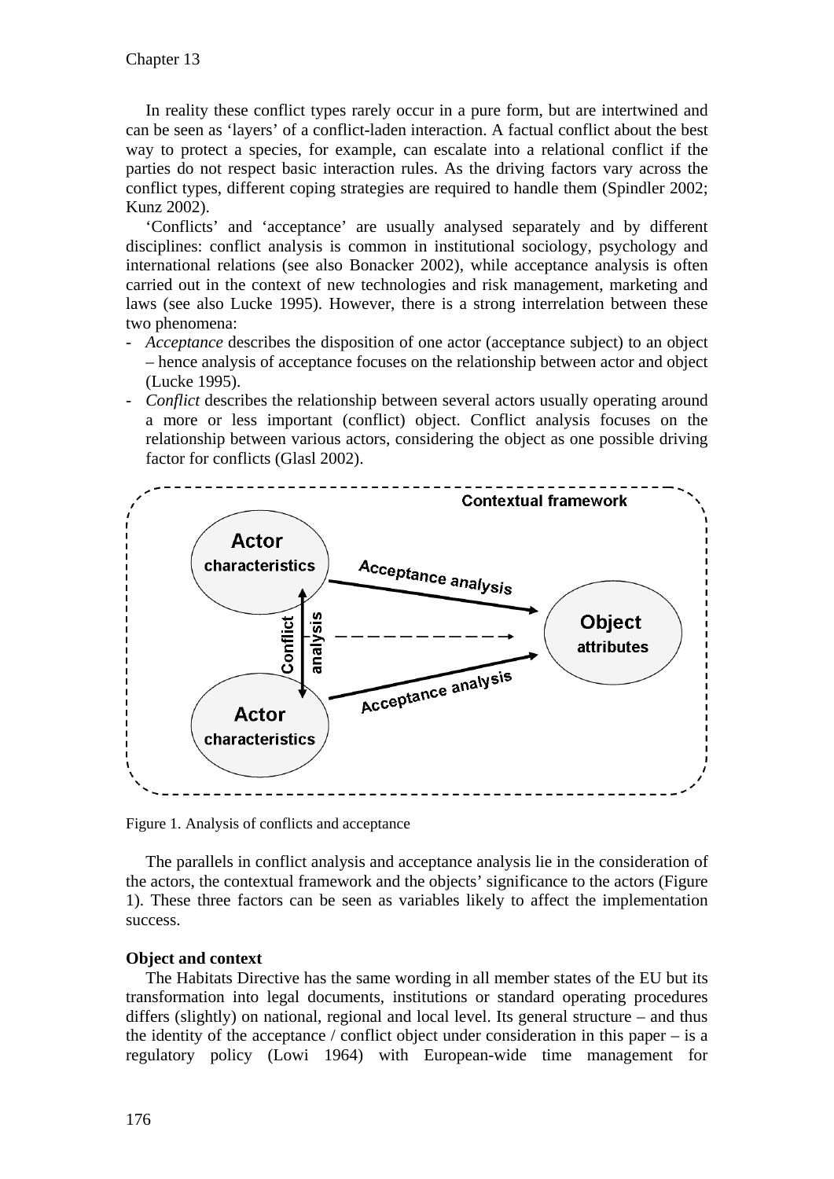In reality these conflict types rarely occur in a pure form, but are intertwined and can be seen as 'layers' of a conflict-laden interaction. A factual conflict about the best way to protect a species, for example, can escalate into a relational conflict if the parties do not respect basic interaction rules. As the driving factors vary across the conflict types, different coping strategies are required to handle them (Spindler 2002; Kunz 2002).

'Conflicts' and 'acceptance' are usually analysed separately and by different disciplines: conflict analysis is common in institutional sociology, psychology and international relations (see also Bonacker 2002), while acceptance analysis is often carried out in the context of new technologies and risk management, marketing and laws (see also Lucke 1995). However, there is a strong interrelation between these two phenomena:

- *Acceptance* describes the disposition of one actor (acceptance subject) to an object – hence analysis of acceptance focuses on the relationship between actor and object (Lucke 1995).
- *Conflict* describes the relationship between several actors usually operating around a more or less important (conflict) object. Conflict analysis focuses on the relationship between various actors, considering the object as one possible driving factor for conflicts (Glasl 2002).

Contextual framework

Actor characteristics

Actor characteristics

Conflict analysis

Acceptance analysis

Acceptance analysis

Object attributes

Figure 1. Analysis of conflicts and acceptance

The parallels in conflict analysis and acceptance analysis lie in the consideration of the actors, the contextual framework and the objects' significance to the actors (Figure 1). These three factors can be seen as variables likely to affect the implementation success.

**Object and context**

The Habitats Directive has the same wording in all member states of the EU but its transformation into legal documents, institutions or standard operating procedures differs (slightly) on national, regional and local level. Its general structure – and thus the identity of the acceptance / conflict object under consideration in this paper – is a regulatory policy (Lowi 1964) with European-wide time management for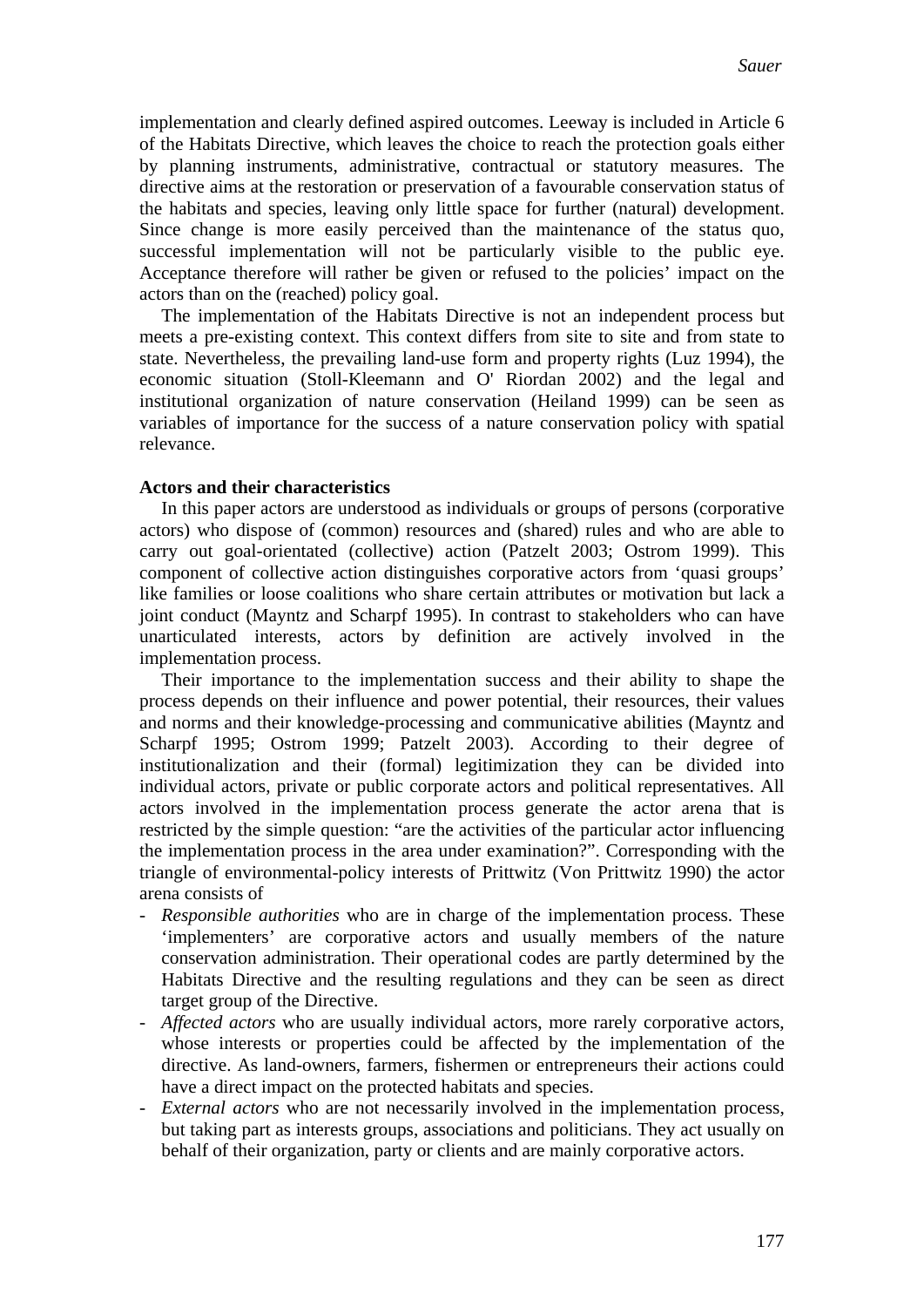implementation and clearly defined aspired outcomes. Leeway is included in Article 6 of the Habitats Directive, which leaves the choice to reach the protection goals either by planning instruments, administrative, contractual or statutory measures. The directive aims at the restoration or preservation of a favourable conservation status of the habitats and species, leaving only little space for further (natural) development. Since change is more easily perceived than the maintenance of the status quo, successful implementation will not be particularly visible to the public eye. Acceptance therefore will rather be given or refused to the policies' impact on the actors than on the (reached) policy goal.

The implementation of the Habitats Directive is not an independent process but meets a pre-existing context. This context differs from site to site and from state to state. Nevertheless, the prevailing land-use form and property rights (Luz 1994), the economic situation (Stoll-Kleemann and O' Riordan 2002) and the legal and institutional organization of nature conservation (Heiland 1999) can be seen as variables of importance for the success of a nature conservation policy with spatial relevance.

**Actors and their characteristics**

In this paper actors are understood as individuals or groups of persons (corporative actors) who dispose of (common) resources and (shared) rules and who are able to carry out goal-orientated (collective) action (Patzelt 2003; Ostrom 1999). This component of collective action distinguishes corporative actors from 'quasi groups' like families or loose coalitions who share certain attributes or motivation but lack a joint conduct (Mayntz and Scharpf 1995). In contrast to stakeholders who can have unarticulated interests, actors by definition are actively involved in the implementation process.

Their importance to the implementation success and their ability to shape the process depends on their influence and power potential, their resources, their values and norms and their knowledge-processing and communicative abilities (Mayntz and Scharpf 1995; Ostrom 1999; Patzelt 2003). According to their degree of institutionalization and their (formal) legitimization they can be divided into individual actors, private or public corporate actors and political representatives. All actors involved in the implementation process generate the actor arena that is restricted by the simple question: "are the activities of the particular actor influencing the implementation process in the area under examination?". Corresponding with the triangle of environmental-policy interests of Prittwitz (Von Prittwitz 1990) the actor arena consists of

- *Responsible authorities* who are in charge of the implementation process. These 'implementers' are corporative actors and usually members of the nature conservation administration. Their operational codes are partly determined by the Habitats Directive and the resulting regulations and they can be seen as direct target group of the Directive.
- *Affected actors* who are usually individual actors, more rarely corporative actors, whose interests or properties could be affected by the implementation of the directive. As land-owners, farmers, fishermen or entrepreneurs their actions could have a direct impact on the protected habitats and species.
- *External actors* who are not necessarily involved in the implementation process, but taking part as interests groups, associations and politicians. They act usually on behalf of their organization, party or clients and are mainly corporative actors.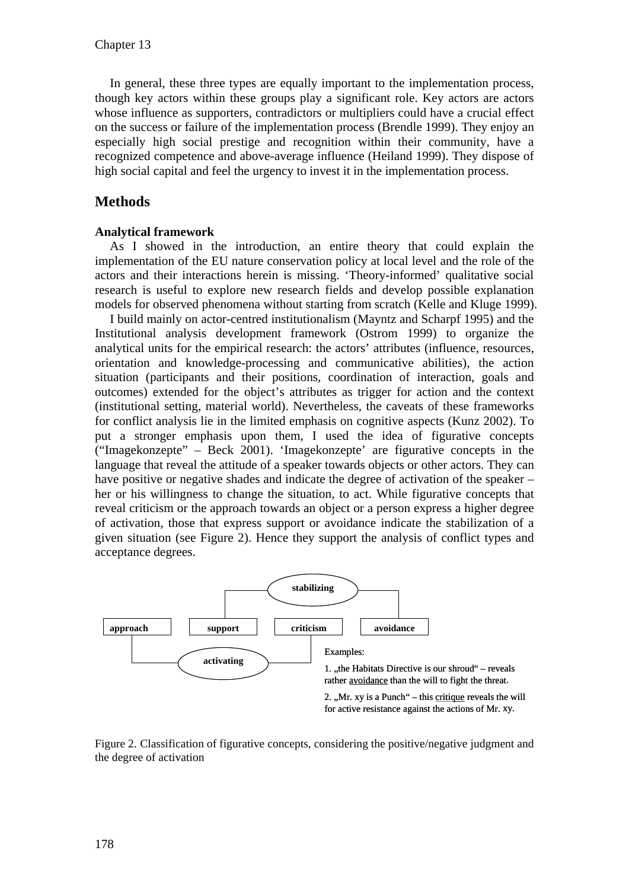In general, these three types are equally important to the implementation process, though key actors within these groups play a significant role. Key actors are actors whose influence as supporters, contradictors or multipliers could have a crucial effect on the success or failure of the implementation process (Brendle 1999). They enjoy an especially high social prestige and recognition within their community, have a recognized competence and above-average influence (Heiland 1999). They dispose of high social capital and feel the urgency to invest it in the implementation process.

## Methods

### Analytical framework

As I showed in the introduction, an entire theory that could explain the implementation of the EU nature conservation policy at local level and the role of the actors and their interactions herein is missing. 'Theory-informed' qualitative social research is useful to explore new research fields and develop possible explanation models for observed phenomena without starting from scratch (Kelle and Kluge 1999).

I build mainly on actor-centred institutionalism (Mayntz and Scharpf 1995) and the Institutional analysis development framework (Ostrom 1999) to organize the analytical units for the empirical research: the actors' attributes (influence, resources, orientation and knowledge-processing and communicative abilities), the action situation (participants and their positions, coordination of interaction, goals and outcomes) extended for the object's attributes as trigger for action and the context (institutional setting, material world). Nevertheless, the caveats of these frameworks for conflict analysis lie in the limited emphasis on cognitive aspects (Kunz 2002). To put a stronger emphasis upon them, I used the idea of figurative concepts ("Imagekonzepte" – Beck 2001). 'Imagekonzepte' are figurative concepts in the language that reveal the attitude of a speaker towards objects or other actors. They can have positive or negative shades and indicate the degree of activation of the speaker – her or his willingness to change the situation, to act. While figurative concepts that reveal criticism or the approach towards an object or a person express a higher degree of activation, those that express support or avoidance indicate the stabilization of a given situation (see Figure 2). Hence they support the analysis of conflict types and acceptance degrees.

**stabilizing**

**approach** | **support** | **criticism** | **avoidance**

**activating**

Examples:

1. „the Habitats Directive is our shroud" – reveals rather <u>avoidance</u> than the will to fight the threat.

2. „Mr. xy is a Punch" – this <u>critique</u> reveals the will for active resistance against the actions of Mr. xy.

Figure 2. Classification of figurative concepts, considering the positive/negative judgment and the degree of activation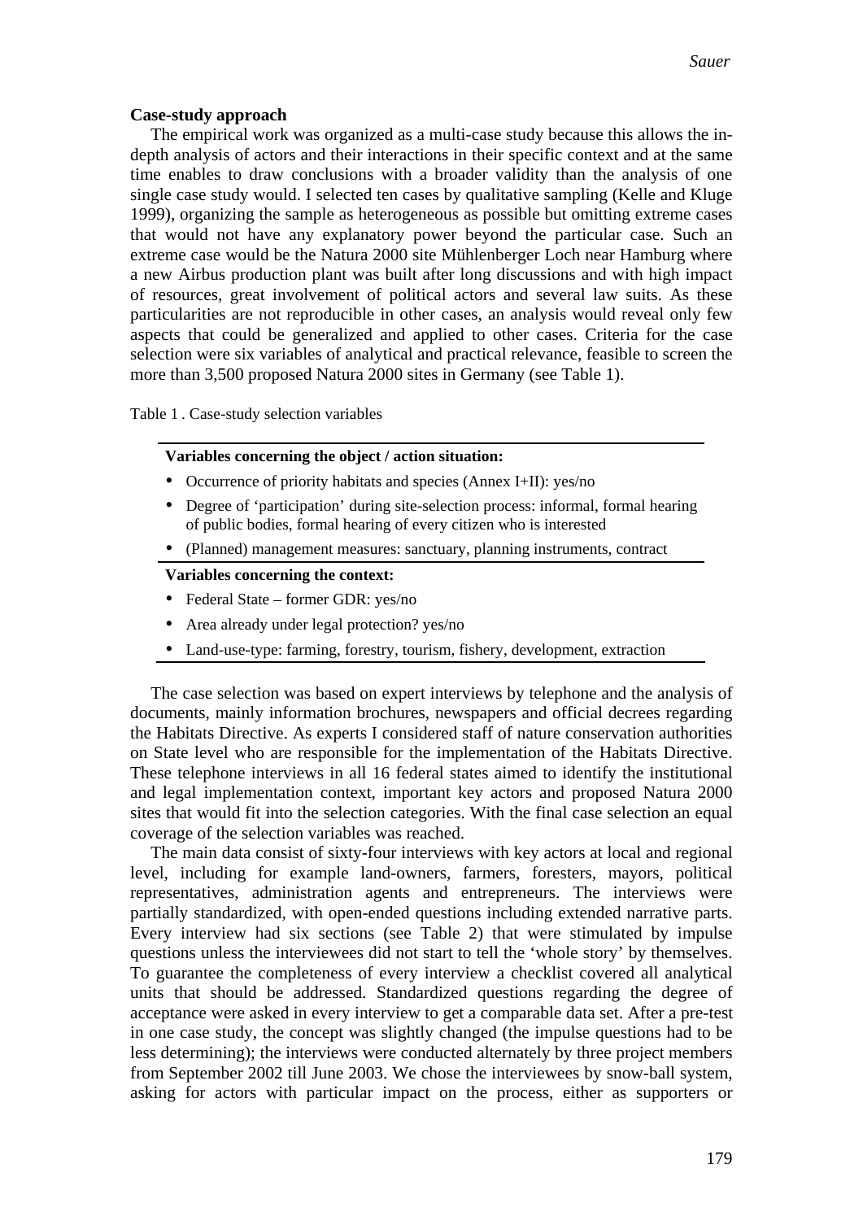**Case-study approach**

The empirical work was organized as a multi-case study because this allows the in-depth analysis of actors and their interactions in their specific context and at the same time enables to draw conclusions with a broader validity than the analysis of one single case study would. I selected ten cases by qualitative sampling (Kelle and Kluge 1999), organizing the sample as heterogeneous as possible but omitting extreme cases that would not have any explanatory power beyond the particular case. Such an extreme case would be the Natura 2000 site Mühlenberger Loch near Hamburg where a new Airbus production plant was built after long discussions and with high impact of resources, great involvement of political actors and several law suits. As these particularities are not reproducible in other cases, an analysis would reveal only few aspects that could be generalized and applied to other cases. Criteria for the case selection were six variables of analytical and practical relevance, feasible to screen the more than 3,500 proposed Natura 2000 sites in Germany (see Table 1).

Table 1 . Case-study selection variables

| **Variables concerning the object / action situation:** |
|---|
| • Occurrence of priority habitats and species (Annex I+II): yes/no |
| • Degree of 'participation' during site-selection process: informal, formal hearing of public bodies, formal hearing of every citizen who is interested |
| • (Planned) management measures: sanctuary, planning instruments, contract |
| **Variables concerning the context:** |
| • Federal State – former GDR: yes/no |
| • Area already under legal protection? yes/no |
| • Land-use-type: farming, forestry, tourism, fishery, development, extraction |

The case selection was based on expert interviews by telephone and the analysis of documents, mainly information brochures, newspapers and official decrees regarding the Habitats Directive. As experts I considered staff of nature conservation authorities on State level who are responsible for the implementation of the Habitats Directive. These telephone interviews in all 16 federal states aimed to identify the institutional and legal implementation context, important key actors and proposed Natura 2000 sites that would fit into the selection categories. With the final case selection an equal coverage of the selection variables was reached.

The main data consist of sixty-four interviews with key actors at local and regional level, including for example land-owners, farmers, foresters, mayors, political representatives, administration agents and entrepreneurs. The interviews were partially standardized, with open-ended questions including extended narrative parts. Every interview had six sections (see Table 2) that were stimulated by impulse questions unless the interviewees did not start to tell the 'whole story' by themselves. To guarantee the completeness of every interview a checklist covered all analytical units that should be addressed. Standardized questions regarding the degree of acceptance were asked in every interview to get a comparable data set. After a pre-test in one case study, the concept was slightly changed (the impulse questions had to be less determining); the interviews were conducted alternately by three project members from September 2002 till June 2003. We chose the interviewees by snow-ball system, asking for actors with particular impact on the process, either as supporters or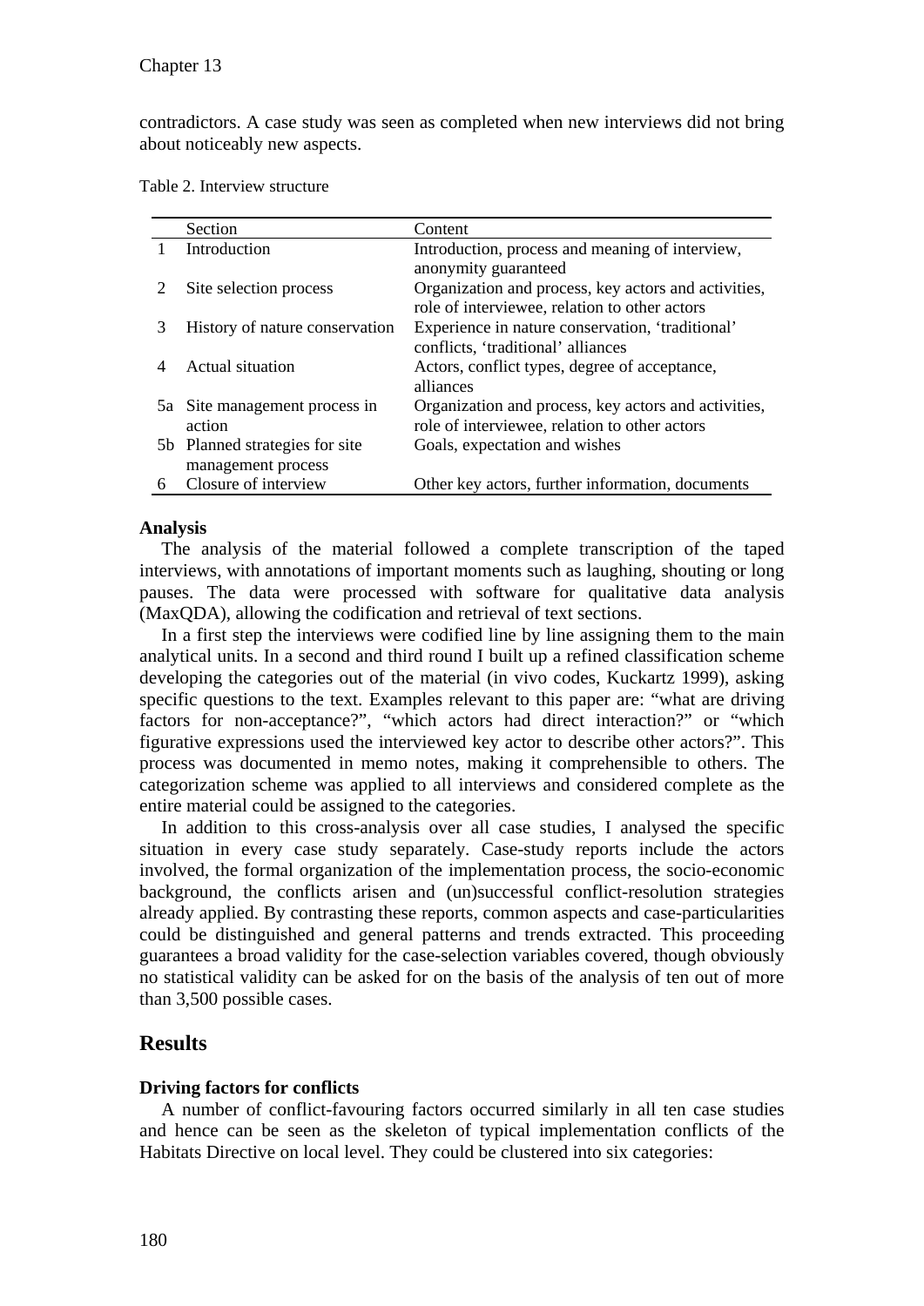contradictors. A case study was seen as completed when new interviews did not bring about noticeably new aspects.

Table 2. Interview structure

| | Section | Content |
|---|---|---|
| 1 | Introduction | Introduction, process and meaning of interview, anonymity guaranteed |
| 2 | Site selection process | Organization and process, key actors and activities, role of interviewee, relation to other actors |
| 3 | History of nature conservation | Experience in nature conservation, 'traditional' conflicts, 'traditional' alliances |
| 4 | Actual situation | Actors, conflict types, degree of acceptance, alliances |
| 5a | Site management process in action | Organization and process, key actors and activities, role of interviewee, relation to other actors |
| 5b | Planned strategies for site management process | Goals, expectation and wishes |
| 6 | Closure of interview | Other key actors, further information, documents |

**Analysis**

The analysis of the material followed a complete transcription of the taped interviews, with annotations of important moments such as laughing, shouting or long pauses. The data were processed with software for qualitative data analysis (MaxQDA), allowing the codification and retrieval of text sections.

In a first step the interviews were codified line by line assigning them to the main analytical units. In a second and third round I built up a refined classification scheme developing the categories out of the material (in vivo codes, Kuckartz 1999), asking specific questions to the text. Examples relevant to this paper are: "what are driving factors for non-acceptance?", "which actors had direct interaction?" or "which figurative expressions used the interviewed key actor to describe other actors?". This process was documented in memo notes, making it comprehensible to others. The categorization scheme was applied to all interviews and considered complete as the entire material could be assigned to the categories.

In addition to this cross-analysis over all case studies, I analysed the specific situation in every case study separately. Case-study reports include the actors involved, the formal organization of the implementation process, the socio-economic background, the conflicts arisen and (un)successful conflict-resolution strategies already applied. By contrasting these reports, common aspects and case-particularities could be distinguished and general patterns and trends extracted. This proceeding guarantees a broad validity for the case-selection variables covered, though obviously no statistical validity can be asked for on the basis of the analysis of ten out of more than 3,500 possible cases.

## Results

**Driving factors for conflicts**

A number of conflict-favouring factors occurred similarly in all ten case studies and hence can be seen as the skeleton of typical implementation conflicts of the Habitats Directive on local level. They could be clustered into six categories: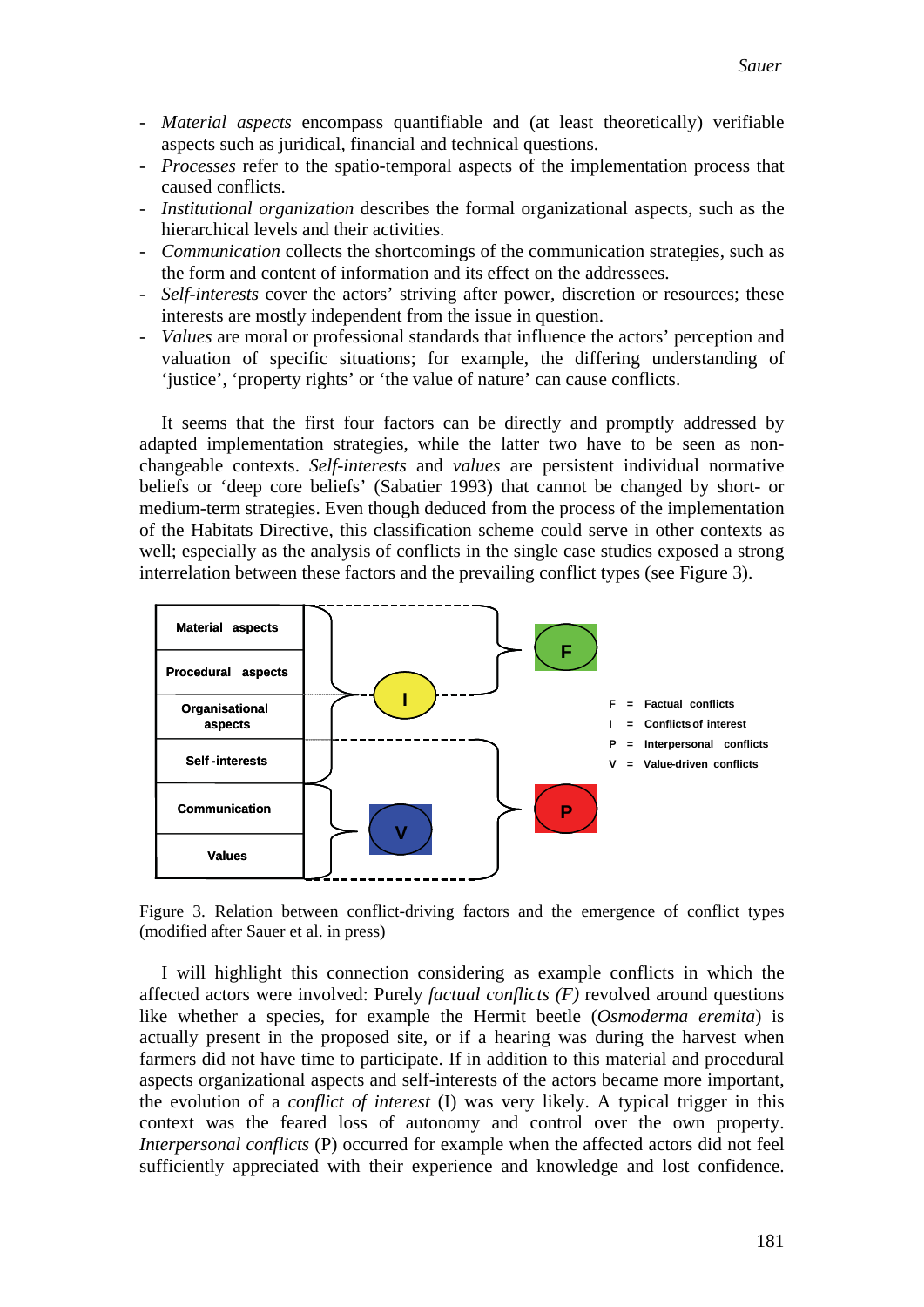- *Material aspects* encompass quantifiable and (at least theoretically) verifiable aspects such as juridical, financial and technical questions.
- *Processes* refer to the spatio-temporal aspects of the implementation process that caused conflicts.
- *Institutional organization* describes the formal organizational aspects, such as the hierarchical levels and their activities.
- *Communication* collects the shortcomings of the communication strategies, such as the form and content of information and its effect on the addressees.
- *Self-interests* cover the actors' striving after power, discretion or resources; these interests are mostly independent from the issue in question.
- *Values* are moral or professional standards that influence the actors' perception and valuation of specific situations; for example, the differing understanding of 'justice', 'property rights' or 'the value of nature' can cause conflicts.

It seems that the first four factors can be directly and promptly addressed by adapted implementation strategies, while the latter two have to be seen as non-changeable contexts. *Self-interests* and *values* are persistent individual normative beliefs or 'deep core beliefs' (Sabatier 1993) that cannot be changed by short- or medium-term strategies. Even though deduced from the process of the implementation of the Habitats Directive, this classification scheme could serve in other contexts as well; especially as the analysis of conflicts in the single case studies exposed a strong interrelation between these factors and the prevailing conflict types (see Figure 3).

Figure 3. Relation between conflict-driving factors and the emergence of conflict types (modified after Sauer et al. in press)

I will highlight this connection considering as example conflicts in which the affected actors were involved: Purely *factual conflicts (F)* revolved around questions like whether a species, for example the Hermit beetle (*Osmoderma eremita*) is actually present in the proposed site, or if a hearing was during the harvest when farmers did not have time to participate. If in addition to this material and procedural aspects organizational aspects and self-interests of the actors became more important, the evolution of a *conflict of interest* (I) was very likely. A typical trigger in this context was the feared loss of autonomy and control over the own property. *Interpersonal conflicts* (P) occurred for example when the affected actors did not feel sufficiently appreciated with their experience and knowledge and lost confidence.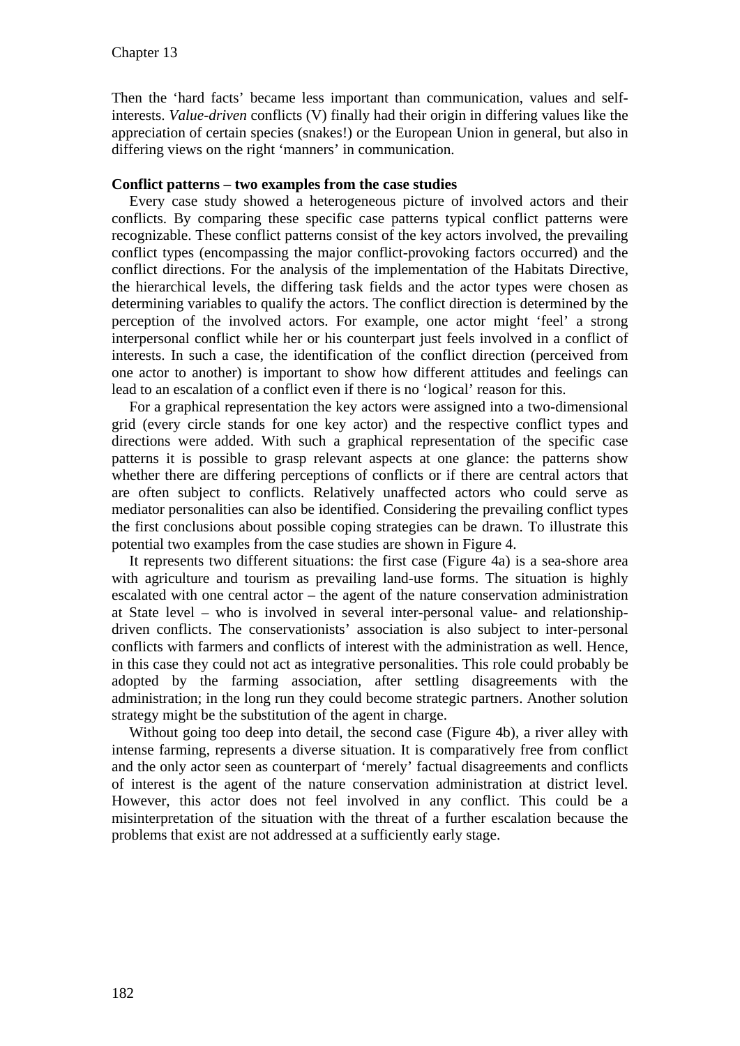Then the 'hard facts' became less important than communication, values and self-interests. *Value-driven* conflicts (V) finally had their origin in differing values like the appreciation of certain species (snakes!) or the European Union in general, but also in differing views on the right 'manners' in communication.

**Conflict patterns – two examples from the case studies**

Every case study showed a heterogeneous picture of involved actors and their conflicts. By comparing these specific case patterns typical conflict patterns were recognizable. These conflict patterns consist of the key actors involved, the prevailing conflict types (encompassing the major conflict-provoking factors occurred) and the conflict directions. For the analysis of the implementation of the Habitats Directive, the hierarchical levels, the differing task fields and the actor types were chosen as determining variables to qualify the actors. The conflict direction is determined by the perception of the involved actors. For example, one actor might 'feel' a strong interpersonal conflict while her or his counterpart just feels involved in a conflict of interests. In such a case, the identification of the conflict direction (perceived from one actor to another) is important to show how different attitudes and feelings can lead to an escalation of a conflict even if there is no 'logical' reason for this.

For a graphical representation the key actors were assigned into a two-dimensional grid (every circle stands for one key actor) and the respective conflict types and directions were added. With such a graphical representation of the specific case patterns it is possible to grasp relevant aspects at one glance: the patterns show whether there are differing perceptions of conflicts or if there are central actors that are often subject to conflicts. Relatively unaffected actors who could serve as mediator personalities can also be identified. Considering the prevailing conflict types the first conclusions about possible coping strategies can be drawn. To illustrate this potential two examples from the case studies are shown in Figure 4.

It represents two different situations: the first case (Figure 4a) is a sea-shore area with agriculture and tourism as prevailing land-use forms. The situation is highly escalated with one central actor – the agent of the nature conservation administration at State level – who is involved in several inter-personal value- and relationship-driven conflicts. The conservationists' association is also subject to inter-personal conflicts with farmers and conflicts of interest with the administration as well. Hence, in this case they could not act as integrative personalities. This role could probably be adopted by the farming association, after settling disagreements with the administration; in the long run they could become strategic partners. Another solution strategy might be the substitution of the agent in charge.

Without going too deep into detail, the second case (Figure 4b), a river alley with intense farming, represents a diverse situation. It is comparatively free from conflict and the only actor seen as counterpart of 'merely' factual disagreements and conflicts of interest is the agent of the nature conservation administration at district level. However, this actor does not feel involved in any conflict. This could be a misinterpretation of the situation with the threat of a further escalation because the problems that exist are not addressed at a sufficiently early stage.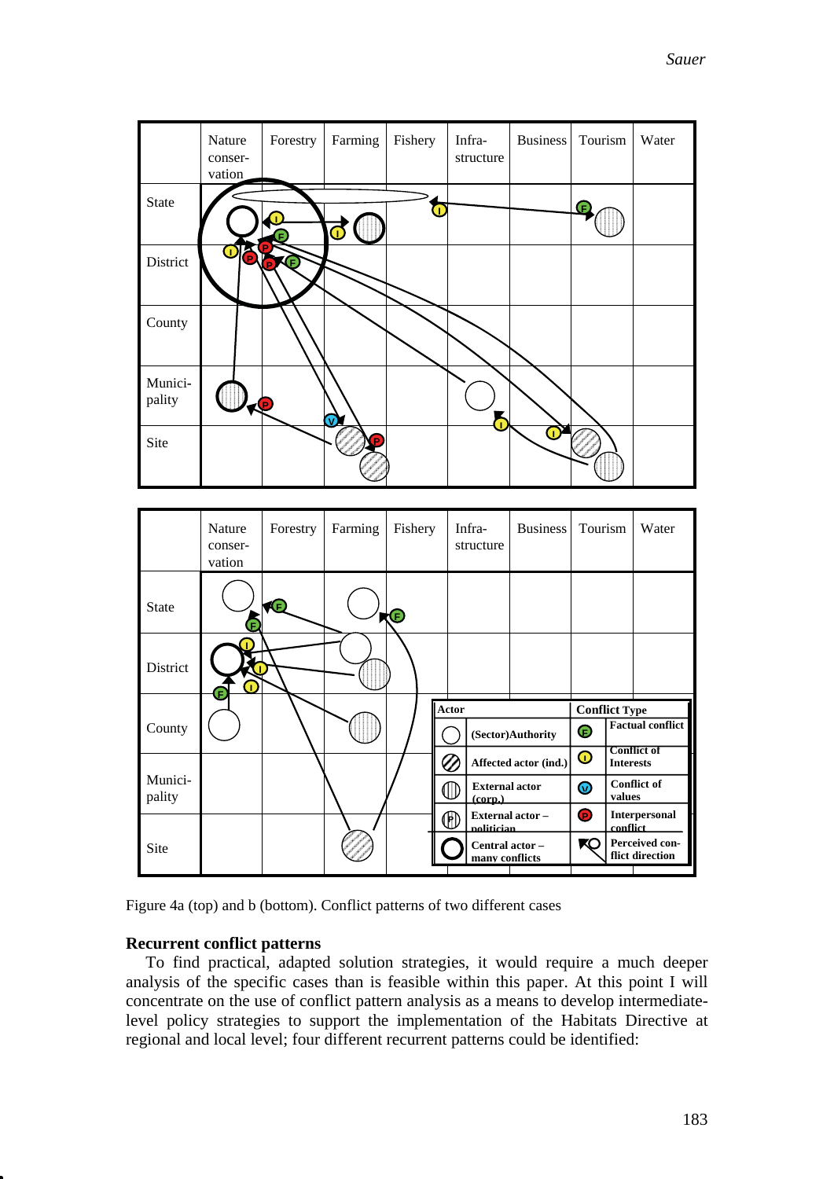| | Nature conser-vation | Forestry | Farming | Fishery | Infra-structure | Business | Tourism | Water |
|---|---|---|---|---|---|---|---|---|
| State | | | | | | | | |
| District | | | | | | | | |
| County | | | | | | | | |
| Munici-pality | | | | | | | | |
| Site | | | | | | | | |

| | Nature conser-vation | Forestry | Farming | Fishery | Infra-structure | Business | Tourism | Water |
|---|---|---|---|---|---|---|---|---|
| State | | | | | | | | |
| District | | | | | | | | |
| County | | | | | | | | |
| Munici-pality | | | | | | | | |
| Site | | | | | | | | |

| Actor | | Conflict Type | |
|---|---|---|---|
| ○ | (Sector)Authority | F | Factual conflict |
| ⊘ | Affected actor (ind.) | I | Conflict of Interests |
| ◍ | External actor (corp.) | V | Conflict of values |
| P | External actor – politician | P | Interpersonal conflict |
| ◯ | Central actor – many conflicts | ↖○ | Perceived conflict direction |

Figure 4a (top) and b (bottom). Conflict patterns of two different cases

**Recurrent conflict patterns**

To find practical, adapted solution strategies, it would require a much deeper analysis of the specific cases than is feasible within this paper. At this point I will concentrate on the use of conflict pattern analysis as a means to develop intermediate-level policy strategies to support the implementation of the Habitats Directive at regional and local level; four different recurrent patterns could be identified: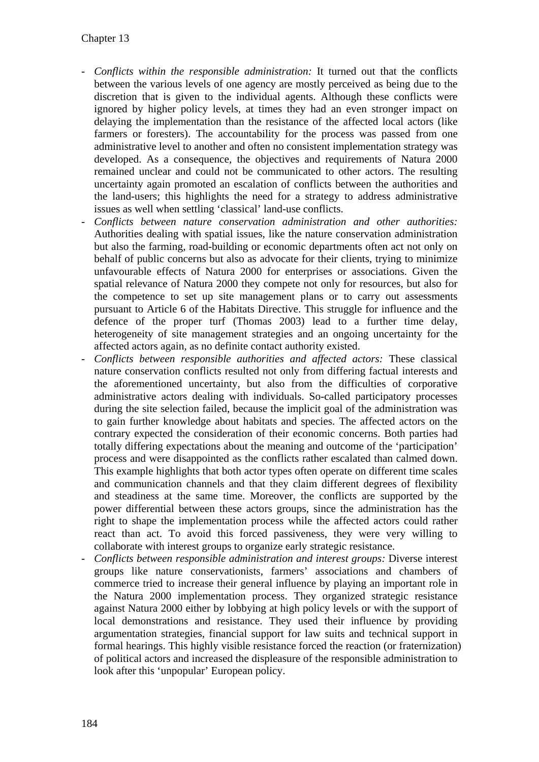- *Conflicts within the responsible administration:* It turned out that the conflicts between the various levels of one agency are mostly perceived as being due to the discretion that is given to the individual agents. Although these conflicts were ignored by higher policy levels, at times they had an even stronger impact on delaying the implementation than the resistance of the affected local actors (like farmers or foresters). The accountability for the process was passed from one administrative level to another and often no consistent implementation strategy was developed. As a consequence, the objectives and requirements of Natura 2000 remained unclear and could not be communicated to other actors. The resulting uncertainty again promoted an escalation of conflicts between the authorities and the land-users; this highlights the need for a strategy to address administrative issues as well when settling 'classical' land-use conflicts.
- *Conflicts between nature conservation administration and other authorities:* Authorities dealing with spatial issues, like the nature conservation administration but also the farming, road-building or economic departments often act not only on behalf of public concerns but also as advocate for their clients, trying to minimize unfavourable effects of Natura 2000 for enterprises or associations. Given the spatial relevance of Natura 2000 they compete not only for resources, but also for the competence to set up site management plans or to carry out assessments pursuant to Article 6 of the Habitats Directive. This struggle for influence and the defence of the proper turf (Thomas 2003) lead to a further time delay, heterogeneity of site management strategies and an ongoing uncertainty for the affected actors again, as no definite contact authority existed.
- *Conflicts between responsible authorities and affected actors:* These classical nature conservation conflicts resulted not only from differing factual interests and the aforementioned uncertainty, but also from the difficulties of corporative administrative actors dealing with individuals. So-called participatory processes during the site selection failed, because the implicit goal of the administration was to gain further knowledge about habitats and species. The affected actors on the contrary expected the consideration of their economic concerns. Both parties had totally differing expectations about the meaning and outcome of the 'participation' process and were disappointed as the conflicts rather escalated than calmed down. This example highlights that both actor types often operate on different time scales and communication channels and that they claim different degrees of flexibility and steadiness at the same time. Moreover, the conflicts are supported by the power differential between these actors groups, since the administration has the right to shape the implementation process while the affected actors could rather react than act. To avoid this forced passiveness, they were very willing to collaborate with interest groups to organize early strategic resistance.
- *Conflicts between responsible administration and interest groups:* Diverse interest groups like nature conservationists, farmers' associations and chambers of commerce tried to increase their general influence by playing an important role in the Natura 2000 implementation process. They organized strategic resistance against Natura 2000 either by lobbying at high policy levels or with the support of local demonstrations and resistance. They used their influence by providing argumentation strategies, financial support for law suits and technical support in formal hearings. This highly visible resistance forced the reaction (or fraternization) of political actors and increased the displeasure of the responsible administration to look after this 'unpopular' European policy.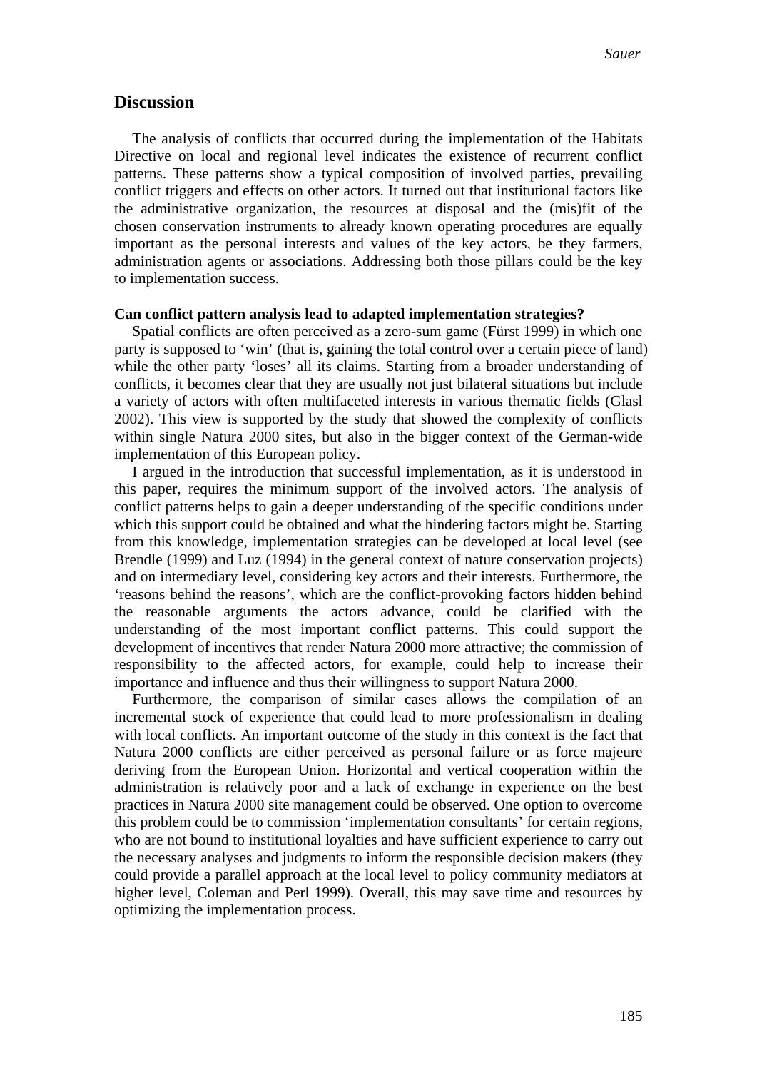## Discussion

The analysis of conflicts that occurred during the implementation of the Habitats Directive on local and regional level indicates the existence of recurrent conflict patterns. These patterns show a typical composition of involved parties, prevailing conflict triggers and effects on other actors. It turned out that institutional factors like the administrative organization, the resources at disposal and the (mis)fit of the chosen conservation instruments to already known operating procedures are equally important as the personal interests and values of the key actors, be they farmers, administration agents or associations. Addressing both those pillars could be the key to implementation success.

**Can conflict pattern analysis lead to adapted implementation strategies?**

Spatial conflicts are often perceived as a zero-sum game (Fürst 1999) in which one party is supposed to 'win' (that is, gaining the total control over a certain piece of land) while the other party 'loses' all its claims. Starting from a broader understanding of conflicts, it becomes clear that they are usually not just bilateral situations but include a variety of actors with often multifaceted interests in various thematic fields (Glasl 2002). This view is supported by the study that showed the complexity of conflicts within single Natura 2000 sites, but also in the bigger context of the German-wide implementation of this European policy.

I argued in the introduction that successful implementation, as it is understood in this paper, requires the minimum support of the involved actors. The analysis of conflict patterns helps to gain a deeper understanding of the specific conditions under which this support could be obtained and what the hindering factors might be. Starting from this knowledge, implementation strategies can be developed at local level (see Brendle (1999) and Luz (1994) in the general context of nature conservation projects) and on intermediary level, considering key actors and their interests. Furthermore, the 'reasons behind the reasons', which are the conflict-provoking factors hidden behind the reasonable arguments the actors advance, could be clarified with the understanding of the most important conflict patterns. This could support the development of incentives that render Natura 2000 more attractive; the commission of responsibility to the affected actors, for example, could help to increase their importance and influence and thus their willingness to support Natura 2000.

Furthermore, the comparison of similar cases allows the compilation of an incremental stock of experience that could lead to more professionalism in dealing with local conflicts. An important outcome of the study in this context is the fact that Natura 2000 conflicts are either perceived as personal failure or as force majeure deriving from the European Union. Horizontal and vertical cooperation within the administration is relatively poor and a lack of exchange in experience on the best practices in Natura 2000 site management could be observed. One option to overcome this problem could be to commission 'implementation consultants' for certain regions, who are not bound to institutional loyalties and have sufficient experience to carry out the necessary analyses and judgments to inform the responsible decision makers (they could provide a parallel approach at the local level to policy community mediators at higher level, Coleman and Perl 1999). Overall, this may save time and resources by optimizing the implementation process.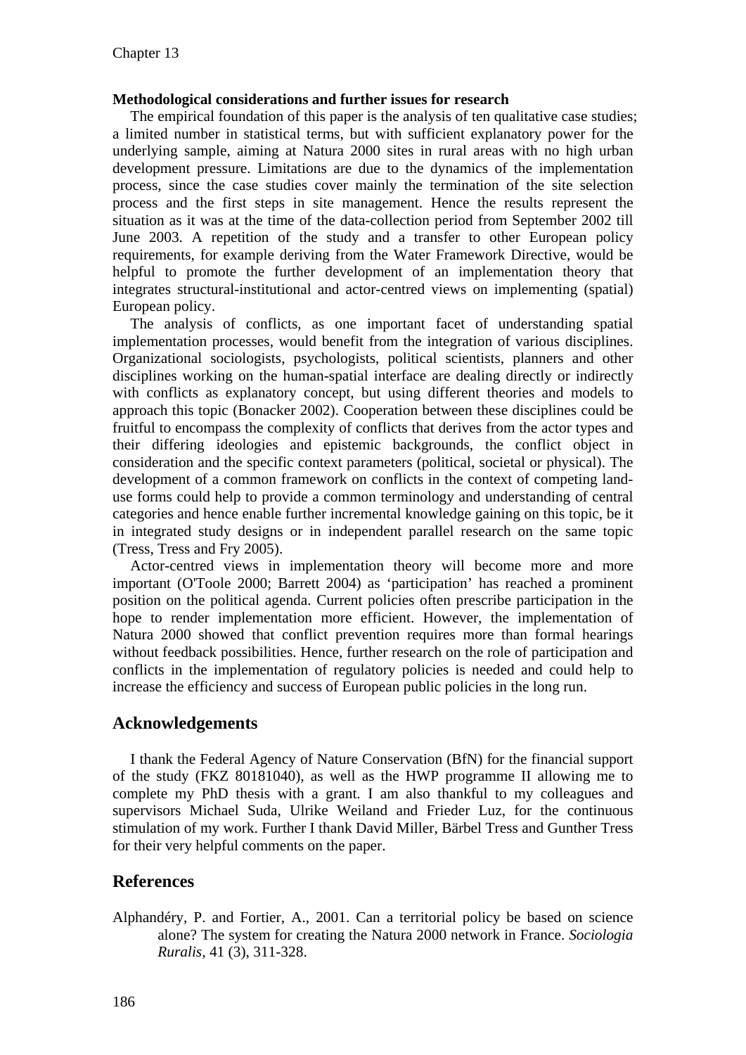**Methodological considerations and further issues for research**

The empirical foundation of this paper is the analysis of ten qualitative case studies; a limited number in statistical terms, but with sufficient explanatory power for the underlying sample, aiming at Natura 2000 sites in rural areas with no high urban development pressure. Limitations are due to the dynamics of the implementation process, since the case studies cover mainly the termination of the site selection process and the first steps in site management. Hence the results represent the situation as it was at the time of the data-collection period from September 2002 till June 2003. A repetition of the study and a transfer to other European policy requirements, for example deriving from the Water Framework Directive, would be helpful to promote the further development of an implementation theory that integrates structural-institutional and actor-centred views on implementing (spatial) European policy.

The analysis of conflicts, as one important facet of understanding spatial implementation processes, would benefit from the integration of various disciplines. Organizational sociologists, psychologists, political scientists, planners and other disciplines working on the human-spatial interface are dealing directly or indirectly with conflicts as explanatory concept, but using different theories and models to approach this topic (Bonacker 2002). Cooperation between these disciplines could be fruitful to encompass the complexity of conflicts that derives from the actor types and their differing ideologies and epistemic backgrounds, the conflict object in consideration and the specific context parameters (political, societal or physical). The development of a common framework on conflicts in the context of competing land-use forms could help to provide a common terminology and understanding of central categories and hence enable further incremental knowledge gaining on this topic, be it in integrated study designs or in independent parallel research on the same topic (Tress, Tress and Fry 2005).

Actor-centred views in implementation theory will become more and more important (O'Toole 2000; Barrett 2004) as 'participation' has reached a prominent position on the political agenda. Current policies often prescribe participation in the hope to render implementation more efficient. However, the implementation of Natura 2000 showed that conflict prevention requires more than formal hearings without feedback possibilities. Hence, further research on the role of participation and conflicts in the implementation of regulatory policies is needed and could help to increase the efficiency and success of European public policies in the long run.

## Acknowledgements

I thank the Federal Agency of Nature Conservation (BfN) for the financial support of the study (FKZ 80181040), as well as the HWP programme II allowing me to complete my PhD thesis with a grant. I am also thankful to my colleagues and supervisors Michael Suda, Ulrike Weiland and Frieder Luz, for the continuous stimulation of my work. Further I thank David Miller, Bärbel Tress and Gunther Tress for their very helpful comments on the paper.

## References

Alphandéry, P. and Fortier, A., 2001. Can a territorial policy be based on science alone? The system for creating the Natura 2000 network in France. *Sociologia Ruralis,* 41 (3), 311-328.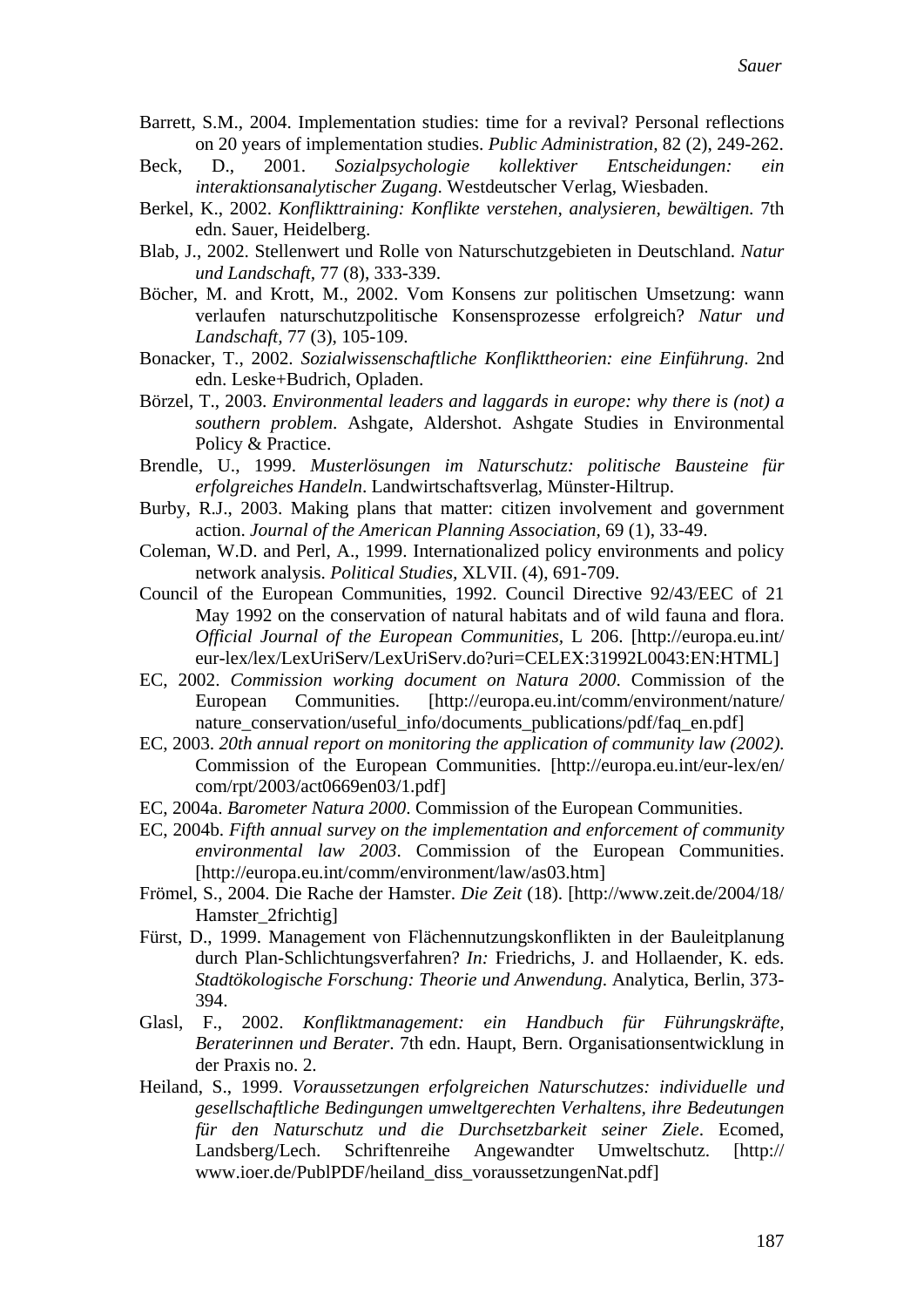Barrett, S.M., 2004. Implementation studies: time for a revival? Personal reflections on 20 years of implementation studies. *Public Administration*, 82 (2), 249-262.

Beck, D., 2001. *Sozialpsychologie kollektiver Entscheidungen: ein interaktionsanalytischer Zugang*. Westdeutscher Verlag, Wiesbaden.

Berkel, K., 2002. *Konflikttraining: Konflikte verstehen, analysieren, bewältigen*. 7th edn. Sauer, Heidelberg.

Blab, J., 2002. Stellenwert und Rolle von Naturschutzgebieten in Deutschland. *Natur und Landschaft*, 77 (8), 333-339.

Böcher, M. and Krott, M., 2002. Vom Konsens zur politischen Umsetzung: wann verlaufen naturschutzpolitische Konsensprozesse erfolgreich? *Natur und Landschaft*, 77 (3), 105-109.

Bonacker, T., 2002. *Sozialwissenschaftliche Konflikttheorien: eine Einführung*. 2nd edn. Leske+Budrich, Opladen.

Börzel, T., 2003. *Environmental leaders and laggards in europe: why there is (not) a southern problem*. Ashgate, Aldershot. Ashgate Studies in Environmental Policy & Practice.

Brendle, U., 1999. *Musterlösungen im Naturschutz: politische Bausteine für erfolgreiches Handeln*. Landwirtschaftsverlag, Münster-Hiltrup.

Burby, R.J., 2003. Making plans that matter: citizen involvement and government action. *Journal of the American Planning Association*, 69 (1), 33-49.

Coleman, W.D. and Perl, A., 1999. Internationalized policy environments and policy network analysis. *Political Studies*, XLVII. (4), 691-709.

Council of the European Communities, 1992. Council Directive 92/43/EEC of 21 May 1992 on the conservation of natural habitats and of wild fauna and flora. *Official Journal of the European Communities*, L 206. [http://europa.eu.int/eur-lex/lex/LexUriServ/LexUriServ.do?uri=CELEX:31992L0043:EN:HTML]

EC, 2002. *Commission working document on Natura 2000*. Commission of the European Communities. [http://europa.eu.int/comm/environment/nature/nature_conservation/useful_info/documents_publications/pdf/faq_en.pdf]

EC, 2003. *20th annual report on monitoring the application of community law (2002)*. Commission of the European Communities. [http://europa.eu.int/eur-lex/en/com/rpt/2003/act0669en03/1.pdf]

EC, 2004a. *Barometer Natura 2000*. Commission of the European Communities.

EC, 2004b. *Fifth annual survey on the implementation and enforcement of community environmental law 2003*. Commission of the European Communities. [http://europa.eu.int/comm/environment/law/as03.htm]

Frömel, S., 2004. Die Rache der Hamster. *Die Zeit* (18). [http://www.zeit.de/2004/18/Hamster_2frichtig]

Fürst, D., 1999. Management von Flächennutzungskonflikten in der Bauleitplanung durch Plan-Schlichtungsverfahren? *In:* Friedrichs, J. and Hollaender, K. eds. *Stadtökologische Forschung: Theorie und Anwendung*. Analytica, Berlin, 373-394.

Glasl, F., 2002. *Konfliktmanagement: ein Handbuch für Führungskräfte, Beraterinnen und Berater*. 7th edn. Haupt, Bern. Organisationsentwicklung in der Praxis no. 2.

Heiland, S., 1999. *Voraussetzungen erfolgreichen Naturschutzes: individuelle und gesellschaftliche Bedingungen umweltgerechten Verhaltens, ihre Bedeutungen für den Naturschutz und die Durchsetzbarkeit seiner Ziele*. Ecomed, Landsberg/Lech. Schriftenreihe Angewandter Umweltschutz. [http://www.ioer.de/PublPDF/heiland_diss_voraussetzungenNat.pdf]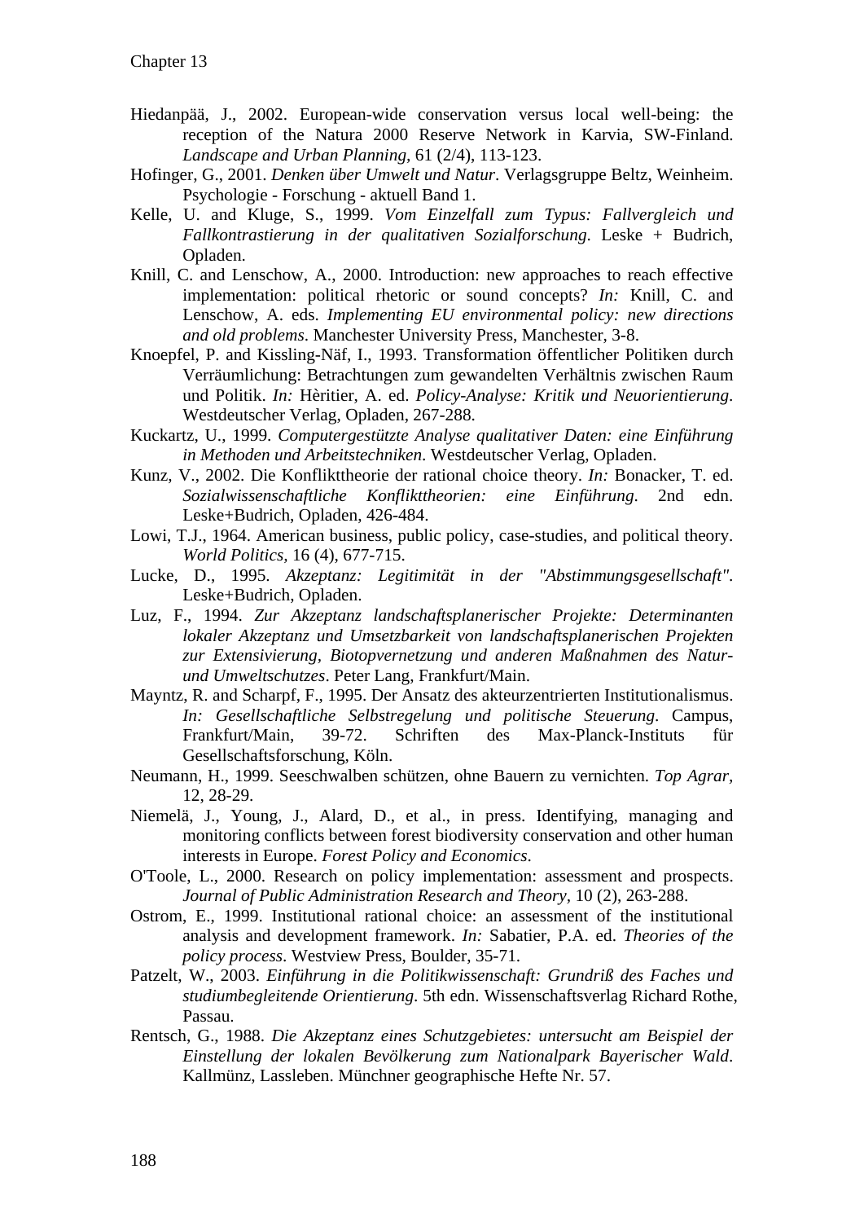Hiedanpää, J., 2002. European-wide conservation versus local well-being: the reception of the Natura 2000 Reserve Network in Karvia, SW-Finland. *Landscape and Urban Planning*, 61 (2/4), 113-123.

Hofinger, G., 2001. *Denken über Umwelt und Natur*. Verlagsgruppe Beltz, Weinheim. Psychologie - Forschung - aktuell Band 1.

Kelle, U. and Kluge, S., 1999. *Vom Einzelfall zum Typus: Fallvergleich und Fallkontrastierung in der qualitativen Sozialforschung*. Leske + Budrich, Opladen.

Knill, C. and Lenschow, A., 2000. Introduction: new approaches to reach effective implementation: political rhetoric or sound concepts? *In:* Knill, C. and Lenschow, A. eds. *Implementing EU environmental policy: new directions and old problems*. Manchester University Press, Manchester, 3-8.

Knoepfel, P. and Kissling-Näf, I., 1993. Transformation öffentlicher Politiken durch Verräumlichung: Betrachtungen zum gewandelten Verhältnis zwischen Raum und Politik. *In:* Hèritier, A. ed. *Policy-Analyse: Kritik und Neuorientierung*. Westdeutscher Verlag, Opladen, 267-288.

Kuckartz, U., 1999. *Computergestützte Analyse qualitativer Daten: eine Einführung in Methoden und Arbeitstechniken*. Westdeutscher Verlag, Opladen.

Kunz, V., 2002. Die Konflikttheorie der rational choice theory. *In:* Bonacker, T. ed. *Sozialwissenschaftliche Konflikttheorien: eine Einführung*. 2nd edn. Leske+Budrich, Opladen, 426-484.

Lowi, T.J., 1964. American business, public policy, case-studies, and political theory. *World Politics*, 16 (4), 677-715.

Lucke, D., 1995. *Akzeptanz: Legitimität in der "Abstimmungsgesellschaft"*. Leske+Budrich, Opladen.

Luz, F., 1994. *Zur Akzeptanz landschaftsplanerischer Projekte: Determinanten lokaler Akzeptanz und Umsetzbarkeit von landschaftsplanerischen Projekten zur Extensivierung, Biotopvernetzung und anderen Maßnahmen des Natur- und Umweltschutzes*. Peter Lang, Frankfurt/Main.

Mayntz, R. and Scharpf, F., 1995. Der Ansatz des akteurzentrierten Institutionalismus. *In: Gesellschaftliche Selbstregelung und politische Steuerung*. Campus, Frankfurt/Main, 39-72. Schriften des Max-Planck-Instituts für Gesellschaftsforschung, Köln.

Neumann, H., 1999. Seeschwalben schützen, ohne Bauern zu vernichten. *Top Agrar*, 12, 28-29.

Niemelä, J., Young, J., Alard, D., et al., in press. Identifying, managing and monitoring conflicts between forest biodiversity conservation and other human interests in Europe. *Forest Policy and Economics*.

O'Toole, L., 2000. Research on policy implementation: assessment and prospects. *Journal of Public Administration Research and Theory*, 10 (2), 263-288.

Ostrom, E., 1999. Institutional rational choice: an assessment of the institutional analysis and development framework. *In:* Sabatier, P.A. ed. *Theories of the policy process*. Westview Press, Boulder, 35-71.

Patzelt, W., 2003. *Einführung in die Politikwissenschaft: Grundriß des Faches und studiumbegleitende Orientierung*. 5th edn. Wissenschaftsverlag Richard Rothe, Passau.

Rentsch, G., 1988. *Die Akzeptanz eines Schutzgebietes: untersucht am Beispiel der Einstellung der lokalen Bevölkerung zum Nationalpark Bayerischer Wald*. Kallmünz, Lassleben. Münchner geographische Hefte Nr. 57.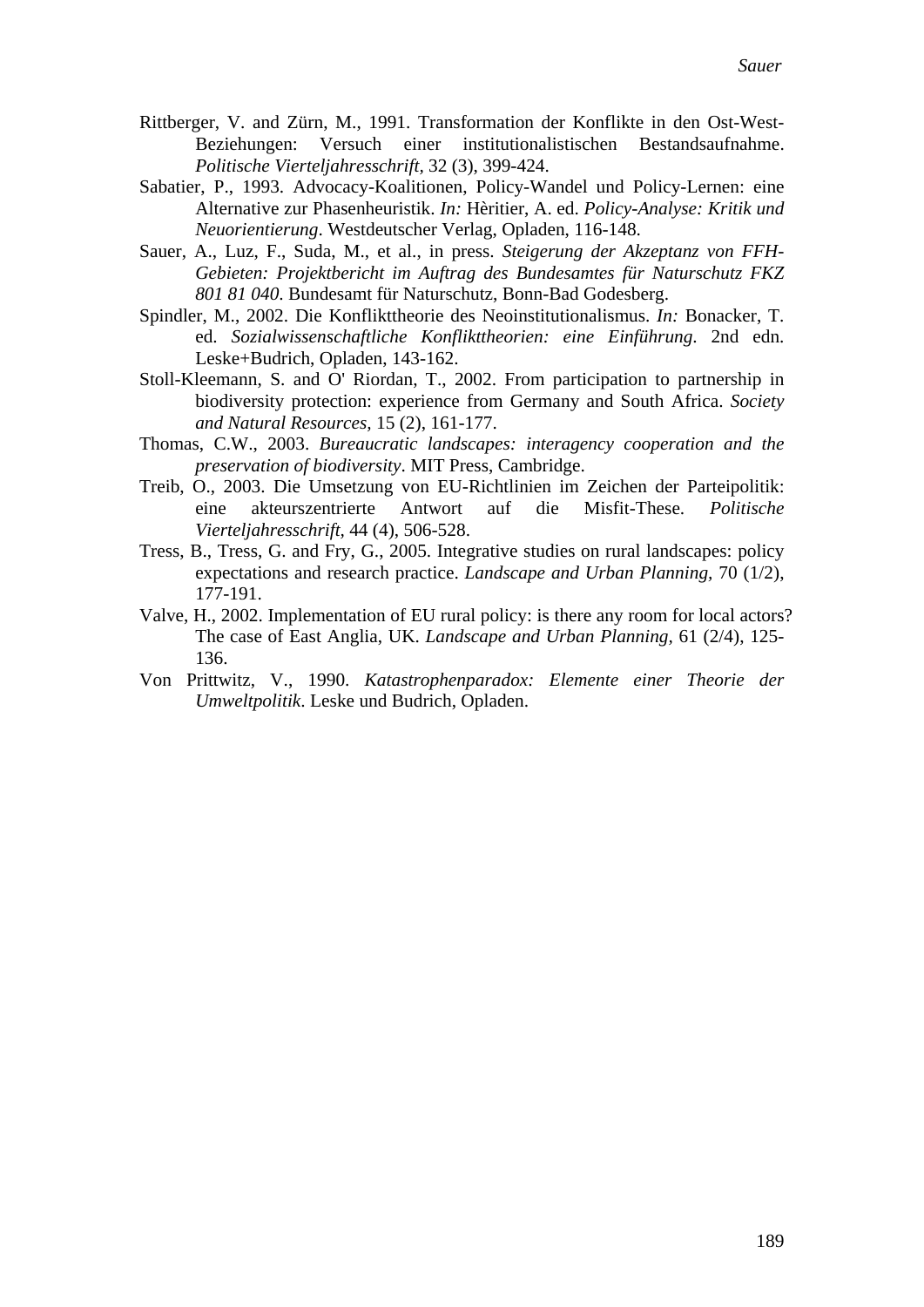Rittberger, V. and Zürn, M., 1991. Transformation der Konflikte in den Ost-West-Beziehungen: Versuch einer institutionalistischen Bestandsaufnahme. *Politische Vierteljahresschrift*, 32 (3), 399-424.

Sabatier, P., 1993. Advocacy-Koalitionen, Policy-Wandel und Policy-Lernen: eine Alternative zur Phasenheuristik. *In:* Hèritier, A. ed. *Policy-Analyse: Kritik und Neuorientierung*. Westdeutscher Verlag, Opladen, 116-148.

Sauer, A., Luz, F., Suda, M., et al., in press. *Steigerung der Akzeptanz von FFH-Gebieten: Projektbericht im Auftrag des Bundesamtes für Naturschutz FKZ 801 81 040*. Bundesamt für Naturschutz, Bonn-Bad Godesberg.

Spindler, M., 2002. Die Konflikttheorie des Neoinstitutionalismus. *In:* Bonacker, T. ed. *Sozialwissenschaftliche Konflikttheorien: eine Einführung*. 2nd edn. Leske+Budrich, Opladen, 143-162.

Stoll-Kleemann, S. and O' Riordan, T., 2002. From participation to partnership in biodiversity protection: experience from Germany and South Africa. *Society and Natural Resources*, 15 (2), 161-177.

Thomas, C.W., 2003. *Bureaucratic landscapes: interagency cooperation and the preservation of biodiversity*. MIT Press, Cambridge.

Treib, O., 2003. Die Umsetzung von EU-Richtlinien im Zeichen der Parteipolitik: eine akteurszentrierte Antwort auf die Misfit-These. *Politische Vierteljahresschrift*, 44 (4), 506-528.

Tress, B., Tress, G. and Fry, G., 2005. Integrative studies on rural landscapes: policy expectations and research practice. *Landscape and Urban Planning*, 70 (1/2), 177-191.

Valve, H., 2002. Implementation of EU rural policy: is there any room for local actors? The case of East Anglia, UK. *Landscape and Urban Planning*, 61 (2/4), 125-136.

Von Prittwitz, V., 1990. *Katastrophenparadox: Elemente einer Theorie der Umweltpolitik*. Leske und Budrich, Opladen.